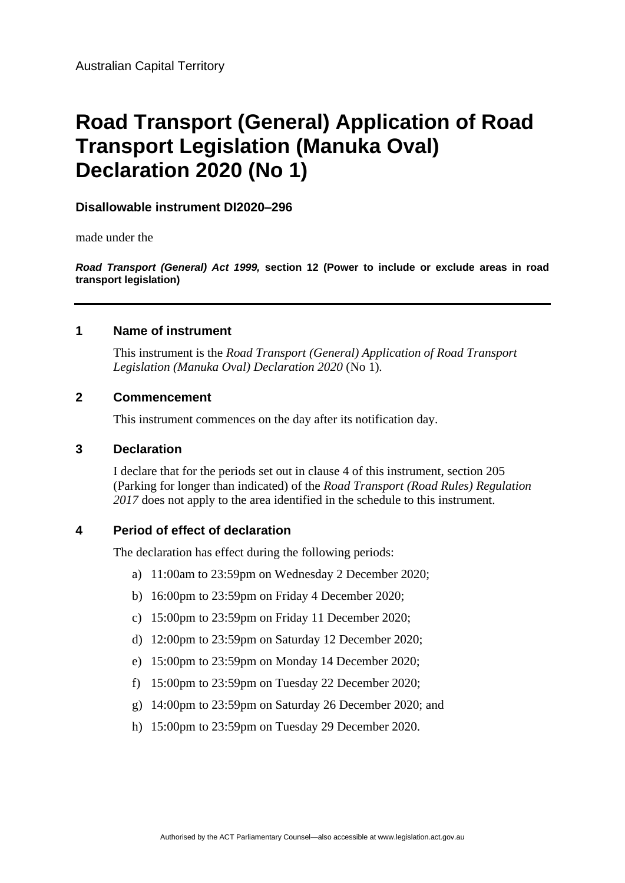Australian Capital Territory

# Road Transport (General) Application of Road Transport Legislation (Manuka Oval) Declaration 2020 (No 1)

**Disallowable instrument DI2020–296**

made under the

***Road Transport (General) Act 1999,*** **section 12 (Power to include or exclude areas in road transport legislation)**

---

## 1 Name of instrument

This instrument is the *Road Transport (General) Application of Road Transport Legislation (Manuka Oval) Declaration 2020* (No 1).

## 2 Commencement

This instrument commences on the day after its notification day.

## 3 Declaration

I declare that for the periods set out in clause 4 of this instrument, section 205 (Parking for longer than indicated) of the *Road Transport (Road Rules) Regulation 2017* does not apply to the area identified in the schedule to this instrument.

## 4 Period of effect of declaration

The declaration has effect during the following periods:

a) 11:00am to 23:59pm on Wednesday 2 December 2020;

b) 16:00pm to 23:59pm on Friday 4 December 2020;

c) 15:00pm to 23:59pm on Friday 11 December 2020;

d) 12:00pm to 23:59pm on Saturday 12 December 2020;

e) 15:00pm to 23:59pm on Monday 14 December 2020;

f) 15:00pm to 23:59pm on Tuesday 22 December 2020;

g) 14:00pm to 23:59pm on Saturday 26 December 2020; and

h) 15:00pm to 23:59pm on Tuesday 29 December 2020.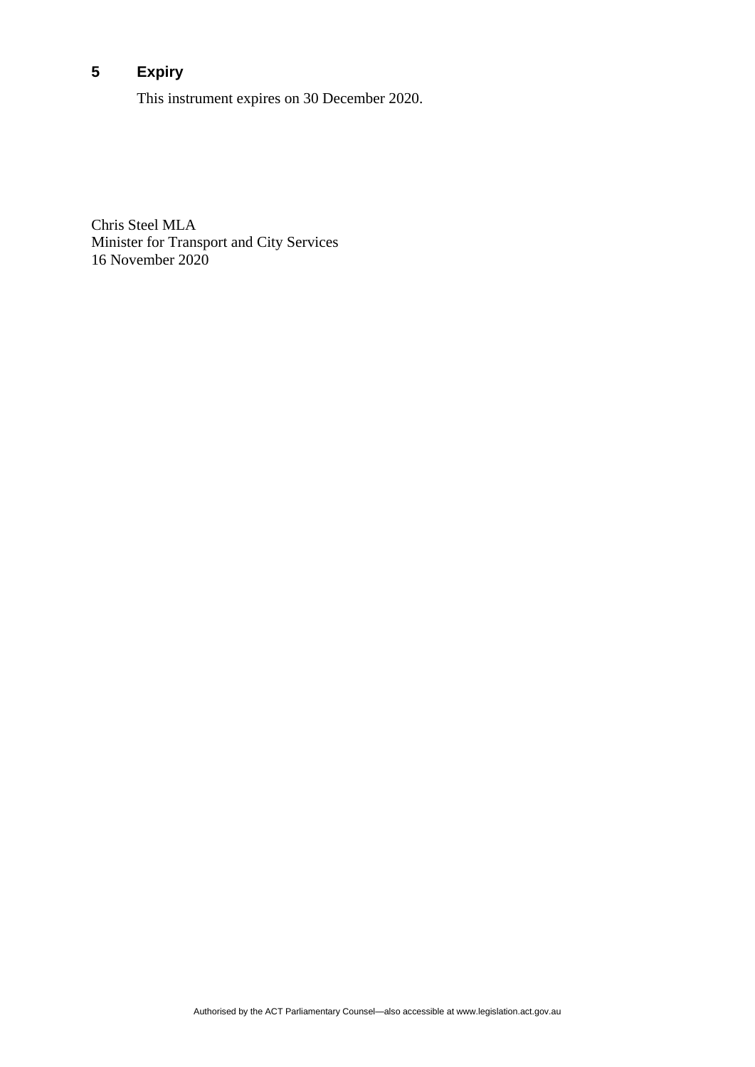## 5 Expiry

This instrument expires on 30 December 2020.

Chris Steel MLA
Minister for Transport and City Services
16 November 2020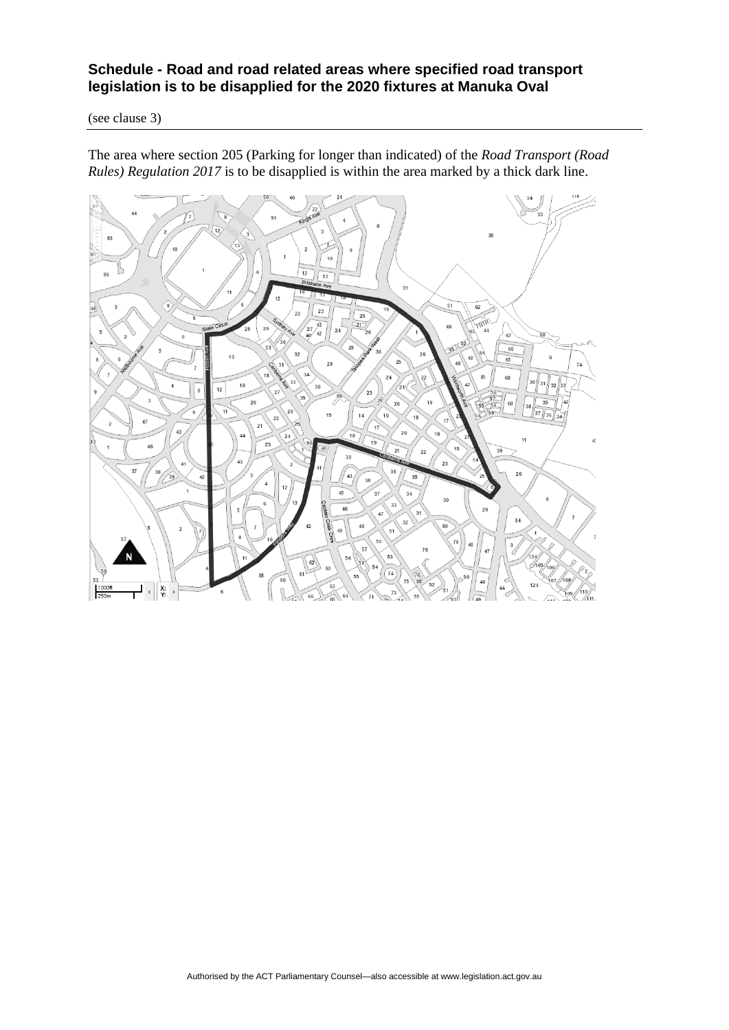## Schedule - Road and road related areas where specified road transport legislation is to be disapplied for the 2020 fixtures at Manuka Oval

(see clause 3)

The area where section 205 (Parking for longer than indicated) of the *Road Transport (Road Rules) Regulation 2017* is to be disapplied is within the area marked by a thick dark line.